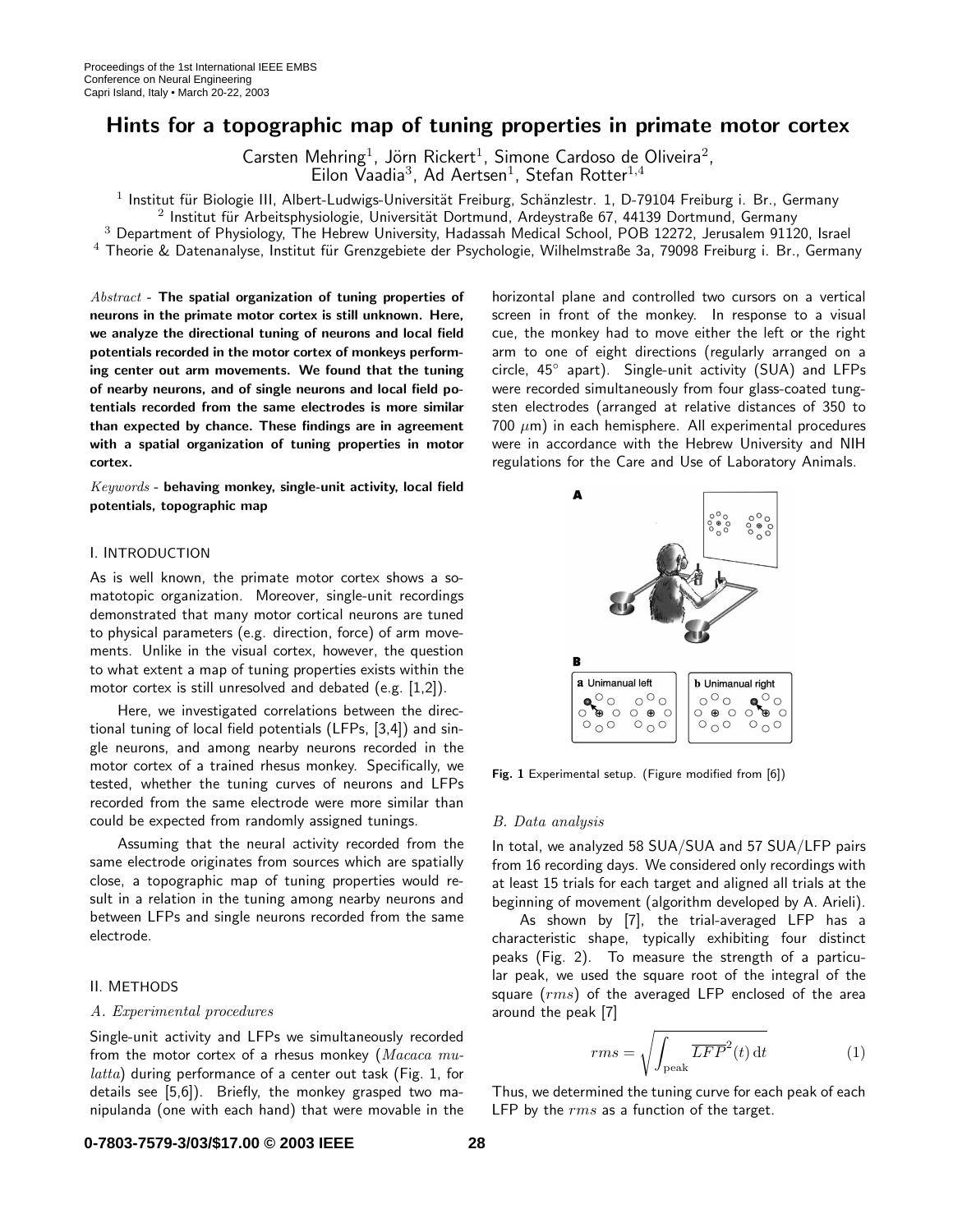# Hints for a topographic map of tuning properties in primate motor cortex

Carsten Mehring[1], Jörn Rickert[1], Simone Cardoso de Oliveira[2], Eilon Vaadia[3], Ad Aertsen[1], Stefan Rotter[1,4]

[1] Institut für Biologie III, Albert-Ludwigs-Universität Freiburg, Schänzlestr. 1, D-79104 Freiburg i. Br., Germany
[2] Institut für Arbeitsphysiologie, Universität Dortmund, Ardeystraße 67, 44139 Dortmund, Germany
[3] Department of Physiology, The Hebrew University, Hadassah Medical School, POB 12272, Jerusalem 91120, Israel
[4] Theorie & Datenanalyse, Institut für Grenzgebiete der Psychologie, Wilhelmstraße 3a, 79098 Freiburg i. Br., Germany

*Abstract* - **The spatial organization of tuning properties of neurons in the primate motor cortex is still unknown. Here, we analyze the directional tuning of neurons and local field potentials recorded in the motor cortex of monkeys performing center out arm movements. We found that the tuning of nearby neurons, and of single neurons and local field potentials recorded from the same electrodes is more similar than expected by chance. These findings are in agreement with a spatial organization of tuning properties in motor cortex.**

*Keywords* - **behaving monkey, single-unit activity, local field potentials, topographic map**

## I. INTRODUCTION

As is well known, the primate motor cortex shows a somatotopic organization. Moreover, single-unit recordings demonstrated that many motor cortical neurons are tuned to physical parameters (e.g. direction, force) of arm movements. Unlike in the visual cortex, however, the question to what extent a map of tuning properties exists within the motor cortex is still unresolved and debated (e.g. [1,2]).

Here, we investigated correlations between the directional tuning of local field potentials (LFPs, [3,4]) and single neurons, and among nearby neurons recorded in the motor cortex of a trained rhesus monkey. Specifically, we tested, whether the tuning curves of neurons and LFPs recorded from the same electrode were more similar than could be expected from randomly assigned tunings.

Assuming that the neural activity recorded from the same electrode originates from sources which are spatially close, a topographic map of tuning properties would result in a relation in the tuning among nearby neurons and between LFPs and single neurons recorded from the same electrode.

## II. METHODS

### A. Experimental procedures

Single-unit activity and LFPs we simultaneously recorded from the motor cortex of a rhesus monkey (*Macaca mulatta*) during performance of a center out task (Fig. 1, for details see [5,6]). Briefly, the monkey grasped two manipulanda (one with each hand) that were movable in the horizontal plane and controlled two cursors on a vertical screen in front of the monkey. In response to a visual cue, the monkey had to move either the left or the right arm to one of eight directions (regularly arranged on a circle, 45° apart). Single-unit activity (SUA) and LFPs were recorded simultaneously from four glass-coated tungsten electrodes (arranged at relative distances of 350 to 700 $\mu$m) in each hemisphere. All experimental procedures were in accordance with the Hebrew University and NIH regulations for the Care and Use of Laboratory Animals.

**Fig. 1** Experimental setup. (Figure modified from [6])

### B. Data analysis

In total, we analyzed 58 SUA/SUA and 57 SUA/LFP pairs from 16 recording days. We considered only recordings with at least 15 trials for each target and aligned all trials at the beginning of movement (algorithm developed by A. Arieli).

As shown by [7], the trial-averaged LFP has a characteristic shape, typically exhibiting four distinct peaks (Fig. 2). To measure the strength of a particular peak, we used the square root of the integral of the square ($rms$) of the averaged LFP enclosed of the area around the peak [7]

$$rms = \sqrt{\int_{\text{peak}} \overline{LFP}^2(t)\,\mathrm{d}t} \qquad (1)$$

Thus, we determined the tuning curve for each peak of each LFP by the $rms$ as a function of the target.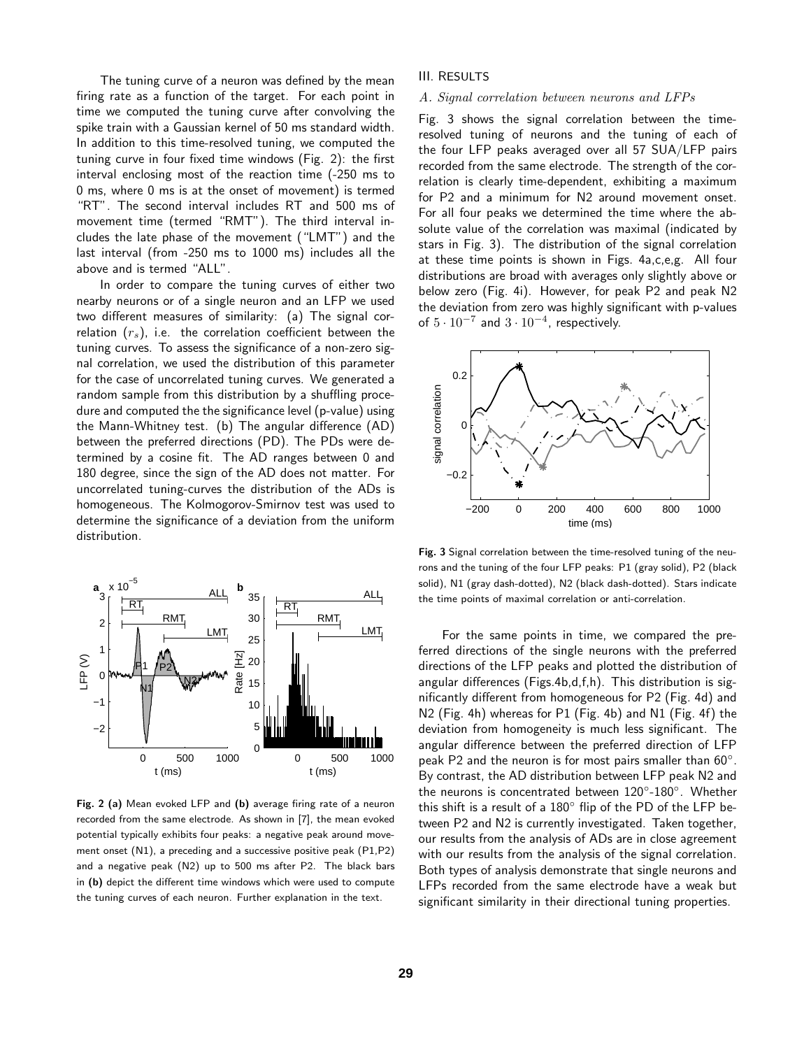The tuning curve of a neuron was defined by the mean firing rate as a function of the target. For each point in time we computed the tuning curve after convolving the spike train with a Gaussian kernel of 50 ms standard width. In addition to this time-resolved tuning, we computed the tuning curve in four fixed time windows (Fig. 2): the first interval enclosing most of the reaction time (-250 ms to 0 ms, where 0 ms is at the onset of movement) is termed "RT". The second interval includes RT and 500 ms of movement time (termed "RMT"). The third interval includes the late phase of the movement ("LMT") and the last interval (from -250 ms to 1000 ms) includes all the above and is termed "ALL".

In order to compare the tuning curves of either two nearby neurons or of a single neuron and an LFP we used two different measures of similarity: (a) The signal correlation ($r_s$), i.e. the correlation coefficient between the tuning curves. To assess the significance of a non-zero signal correlation, we used the distribution of this parameter for the case of uncorrelated tuning curves. We generated a random sample from this distribution by a shuffling procedure and computed the the significance level (p-value) using the Mann-Whitney test. (b) The angular difference (AD) between the preferred directions (PD). The PDs were determined by a cosine fit. The AD ranges between 0 and 180 degree, since the sign of the AD does not matter. For uncorrelated tuning-curves the distribution of the ADs is homogeneous. The Kolmogorov-Smirnov test was used to determine the significance of a deviation from the uniform distribution.

**Fig. 2 (a)** Mean evoked LFP and **(b)** average firing rate of a neuron recorded from the same electrode. As shown in [7], the mean evoked potential typically exhibits four peaks: a negative peak around movement onset (N1), a preceding and a successive positive peak (P1,P2) and a negative peak (N2) up to 500 ms after P2. The black bars in **(b)** depict the different time windows which were used to compute the tuning curves of each neuron. Further explanation in the text.

## III. Results

### *A. Signal correlation between neurons and LFPs*

Fig. 3 shows the signal correlation between the time-resolved tuning of neurons and the tuning of each of the four LFP peaks averaged over all 57 SUA/LFP pairs recorded from the same electrode. The strength of the correlation is clearly time-dependent, exhibiting a maximum for P2 and a minimum for N2 around movement onset. For all four peaks we determined the time where the absolute value of the correlation was maximal (indicated by stars in Fig. 3). The distribution of the signal correlation at these time points is shown in Figs. 4a,c,e,g. All four distributions are broad with averages only slightly above or below zero (Fig. 4i). However, for peak P2 and peak N2 the deviation from zero was highly significant with p-values of $5 \cdot 10^{-7}$ and $3 \cdot 10^{-4}$, respectively.

**Fig. 3** Signal correlation between the time-resolved tuning of the neurons and the tuning of the four LFP peaks: P1 (gray solid), P2 (black solid), N1 (gray dash-dotted), N2 (black dash-dotted). Stars indicate the time points of maximal correlation or anti-correlation.

For the same points in time, we compared the preferred directions of the single neurons with the preferred directions of the LFP peaks and plotted the distribution of angular differences (Figs.4b,d,f,h). This distribution is significantly different from homogeneous for P2 (Fig. 4d) and N2 (Fig. 4h) whereas for P1 (Fig. 4b) and N1 (Fig. 4f) the deviation from homogeneity is much less significant. The angular difference between the preferred direction of LFP peak P2 and the neuron is for most pairs smaller than 60°. By contrast, the AD distribution between LFP peak N2 and the neurons is concentrated between 120°-180°. Whether this shift is a result of a 180° flip of the PD of the LFP between P2 and N2 is currently investigated. Taken together, our results from the analysis of ADs are in close agreement with our results from the analysis of the signal correlation. Both types of analysis demonstrate that single neurons and LFPs recorded from the same electrode have a weak but significant similarity in their directional tuning properties.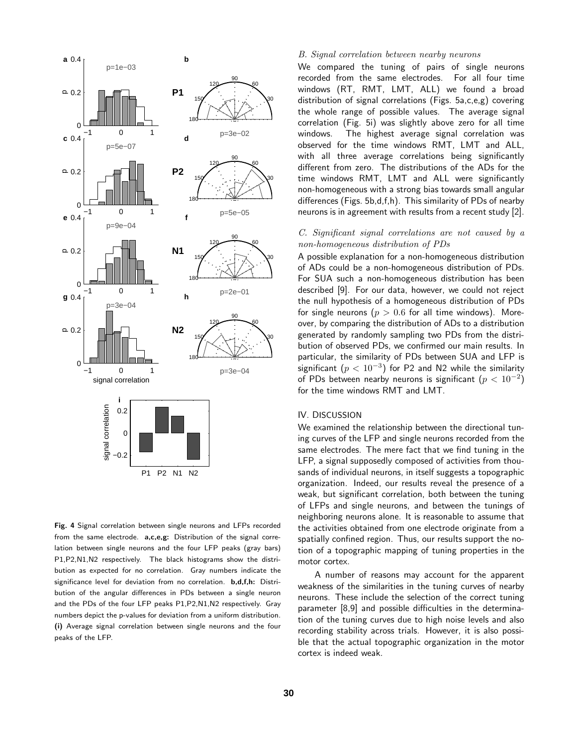Fig. 4 Signal correlation between single neurons and LFPs recorded from the same electrode. **a,c,e,g:** Distribution of the signal correlation between single neurons and the four LFP peaks (gray bars) P1,P2,N1,N2 respectively. The black histograms show the distribution as expected for no correlation. Gray numbers indicate the significance level for deviation from no correlation. **b,d,f,h:** Distribution of the angular differences in PDs between a single neuron and the PDs of the four LFP peaks P1,P2,N1,N2 respectively. Gray numbers depict the p-values for deviation from a uniform distribution. **(i)** Average signal correlation between single neurons and the four peaks of the LFP.

### *B. Signal correlation between nearby neurons*

We compared the tuning of pairs of single neurons recorded from the same electrodes. For all four time windows (RT, RMT, LMT, ALL) we found a broad distribution of signal correlations (Figs. 5a,c,e,g) covering the whole range of possible values. The average signal correlation (Fig. 5i) was slightly above zero for all time windows. The highest average signal correlation was observed for the time windows RMT, LMT and ALL, with all three average correlations being significantly different from zero. The distributions of the ADs for the time windows RMT, LMT and ALL were significantly non-homogeneous with a strong bias towards small angular differences (Figs. 5b,d,f,h). This similarity of PDs of nearby neurons is in agreement with results from a recent study [2].

### *C. Significant signal correlations are not caused by a non-homogeneous distribution of PDs*

A possible explanation for a non-homogeneous distribution of ADs could be a non-homogeneous distribution of PDs. For SUA such a non-homogeneous distribution has been described [9]. For our data, however, we could not reject the null hypothesis of a homogeneous distribution of PDs for single neurons ($p > 0.6$ for all time windows). Moreover, by comparing the distribution of ADs to a distribution generated by randomly sampling two PDs from the distribution of observed PDs, we confirmed our main results. In particular, the similarity of PDs between SUA and LFP is significant ($p < 10^{-3}$) for P2 and N2 while the similarity of PDs between nearby neurons is significant ($p < 10^{-2}$) for the time windows RMT and LMT.

## IV. DISCUSSION

We examined the relationship between the directional tuning curves of the LFP and single neurons recorded from the same electrodes. The mere fact that we find tuning in the LFP, a signal supposedly composed of activities from thousands of individual neurons, in itself suggests a topographic organization. Indeed, our results reveal the presence of a weak, but significant correlation, both between the tuning of LFPs and single neurons, and between the tunings of neighboring neurons alone. It is reasonable to assume that the activities obtained from one electrode originate from a spatially confined region. Thus, our results support the notion of a topographic mapping of tuning properties in the motor cortex.

A number of reasons may account for the apparent weakness of the similarities in the tuning curves of nearby neurons. These include the selection of the correct tuning parameter [8,9] and possible difficulties in the determination of the tuning curves due to high noise levels and also recording stability across trials. However, it is also possible that the actual topographic organization in the motor cortex is indeed weak.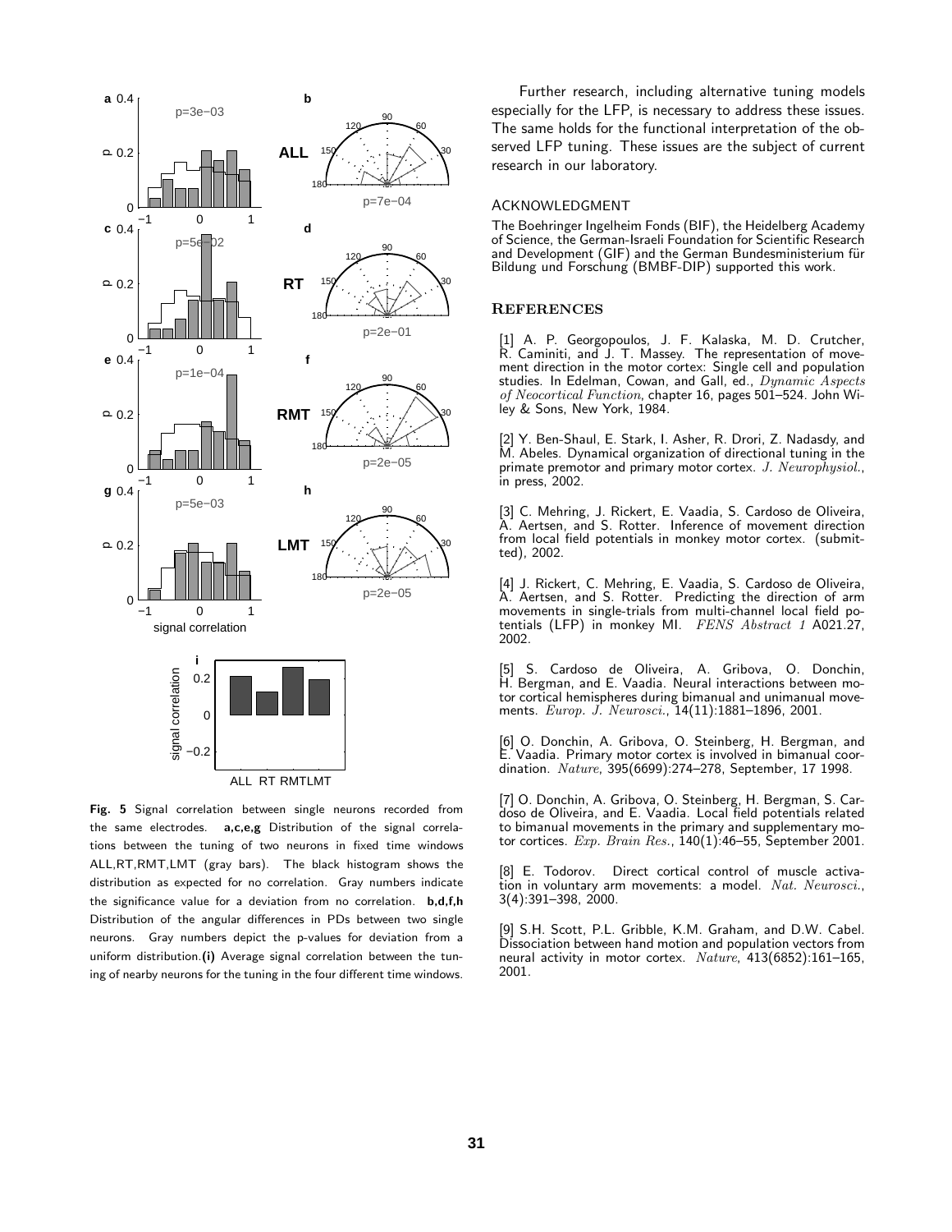a 0.4
p=3e−03
p 0.2
0
−1 0 1

b
ALL
90
120 60
150 30
180
p=7e−04

c 0.4
p=5e−02
p 0.2
0
−1 0 1

d
RT
90
120 60
150 30
180
p=2e−01

e 0.4
p=1e−04
p 0.2
0
−1 0 1

f
RMT
90
120 60
150 30
180
p=2e−05

g 0.4
p=5e−03
p 0.2
0
−1 0 1
signal correlation

h
LMT
90
120 60
150 30
180
p=2e−05

i
signal correlation
0.2
0
−0.2
ALL RT RMT LMT

**Fig. 5** Signal correlation between single neurons recorded from the same electrodes. **a,c,e,g** Distribution of the signal correlations between the tuning of two neurons in fixed time windows ALL,RT,RMT,LMT (gray bars). The black histogram shows the distribution as expected for no correlation. Gray numbers indicate the significance value for a deviation from no correlation. **b,d,f,h** Distribution of the angular differences in PDs between two single neurons. Gray numbers depict the p-values for deviation from a uniform distribution. **(i)** Average signal correlation between the tuning of nearby neurons for the tuning in the four different time windows.

Further research, including alternative tuning models especially for the LFP, is necessary to address these issues. The same holds for the functional interpretation of the observed LFP tuning. These issues are the subject of current research in our laboratory.

## ACKNOWLEDGMENT

The Boehringer Ingelheim Fonds (BIF), the Heidelberg Academy of Science, the German-Israeli Foundation for Scientific Research and Development (GIF) and the German Bundesministerium für Bildung und Forschung (BMBF-DIP) supported this work.

## REFERENCES

[1] A. P. Georgopoulos, J. F. Kalaska, M. D. Crutcher, R. Caminiti, and J. T. Massey. The representation of movement direction in the motor cortex: Single cell and population studies. In Edelman, Cowan, and Gall, ed., *Dynamic Aspects of Neocortical Function*, chapter 16, pages 501–524. John Wiley & Sons, New York, 1984.

[2] Y. Ben-Shaul, E. Stark, I. Asher, R. Drori, Z. Nadasdy, and M. Abeles. Dynamical organization of directional tuning in the primate premotor and primary motor cortex. *J. Neurophysiol.*, in press, 2002.

[3] C. Mehring, J. Rickert, E. Vaadia, S. Cardoso de Oliveira, A. Aertsen, and S. Rotter. Inference of movement direction from local field potentials in monkey motor cortex. (submitted), 2002.

[4] J. Rickert, C. Mehring, E. Vaadia, S. Cardoso de Oliveira, A. Aertsen, and S. Rotter. Predicting the direction of arm movements in single-trials from multi-channel local field potentials (LFP) in monkey MI. *FENS Abstract 1* A021.27, 2002.

[5] S. Cardoso de Oliveira, A. Gribova, O. Donchin, H. Bergman, and E. Vaadia. Neural interactions between motor cortical hemispheres during bimanual and unimanual movements. *Europ. J. Neurosci.*, 14(11):1881–1896, 2001.

[6] O. Donchin, A. Gribova, O. Steinberg, H. Bergman, and E. Vaadia. Primary motor cortex is involved in bimanual coordination. *Nature*, 395(6699):274–278, September, 17 1998.

[7] O. Donchin, A. Gribova, O. Steinberg, H. Bergman, S. Cardoso de Oliveira, and E. Vaadia. Local field potentials related to bimanual movements in the primary and supplementary motor cortices. *Exp. Brain Res.*, 140(1):46–55, September 2001.

[8] E. Todorov. Direct cortical control of muscle activation in voluntary arm movements: a model. *Nat. Neurosci.*, 3(4):391–398, 2000.

[9] S.H. Scott, P.L. Gribble, K.M. Graham, and D.W. Cabel. Dissociation between hand motion and population vectors from neural activity in motor cortex. *Nature*, 413(6852):161–165, 2001.